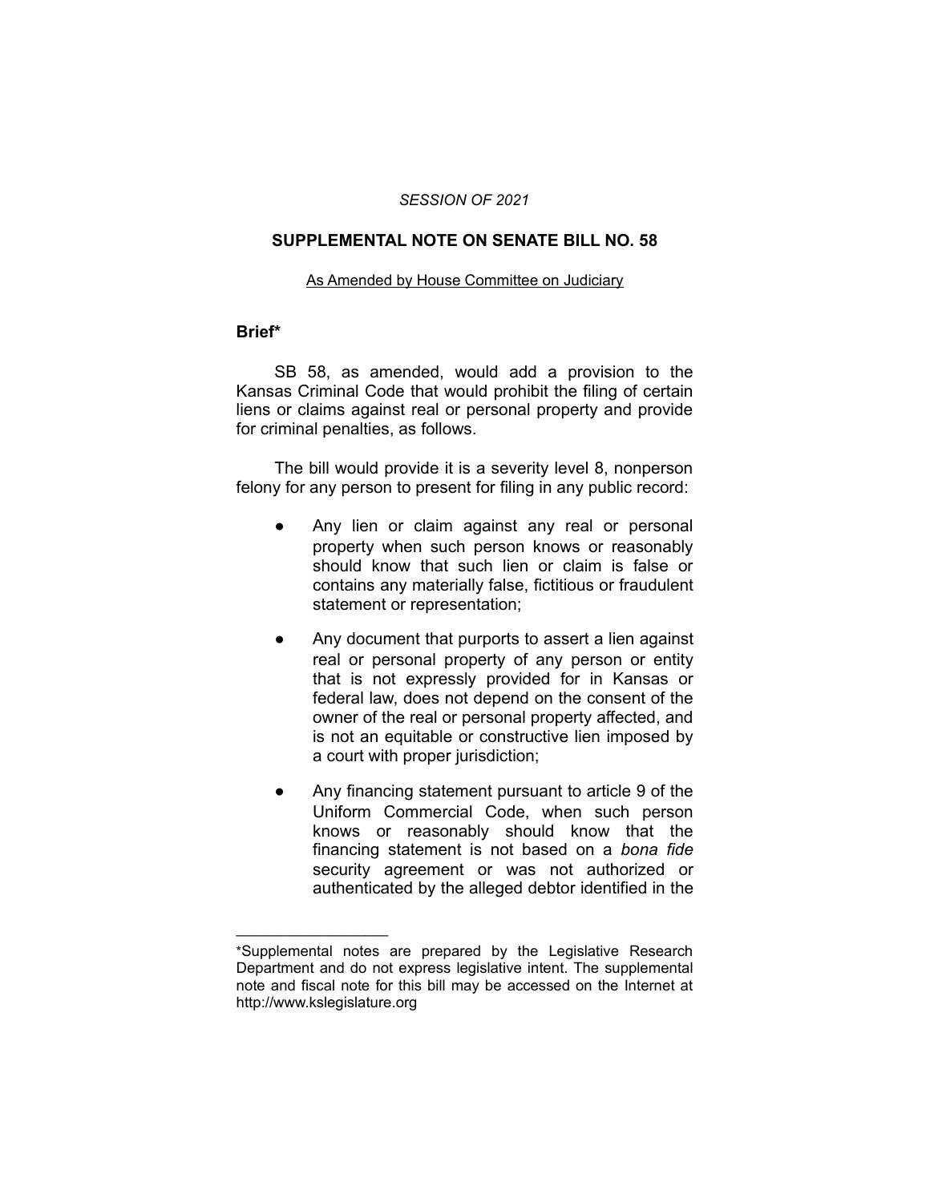*SESSION OF 2021*

## SUPPLEMENTAL NOTE ON SENATE BILL NO. 58

As Amended by House Committee on Judiciary

### Brief*

SB 58, as amended, would add a provision to the Kansas Criminal Code that would prohibit the filing of certain liens or claims against real or personal property and provide for criminal penalties, as follows.

The bill would provide it is a severity level 8, nonperson felony for any person to present for filing in any public record:

- Any lien or claim against any real or personal property when such person knows or reasonably should know that such lien or claim is false or contains any materially false, fictitious or fraudulent statement or representation;
- Any document that purports to assert a lien against real or personal property of any person or entity that is not expressly provided for in Kansas or federal law, does not depend on the consent of the owner of the real or personal property affected, and is not an equitable or constructive lien imposed by a court with proper jurisdiction;
- Any financing statement pursuant to article 9 of the Uniform Commercial Code, when such person knows or reasonably should know that the financing statement is not based on a *bona fide* security agreement or was not authorized or authenticated by the alleged debtor identified in the

---

*Supplemental notes are prepared by the Legislative Research Department and do not express legislative intent. The supplemental note and fiscal note for this bill may be accessed on the Internet at http://www.kslegislature.org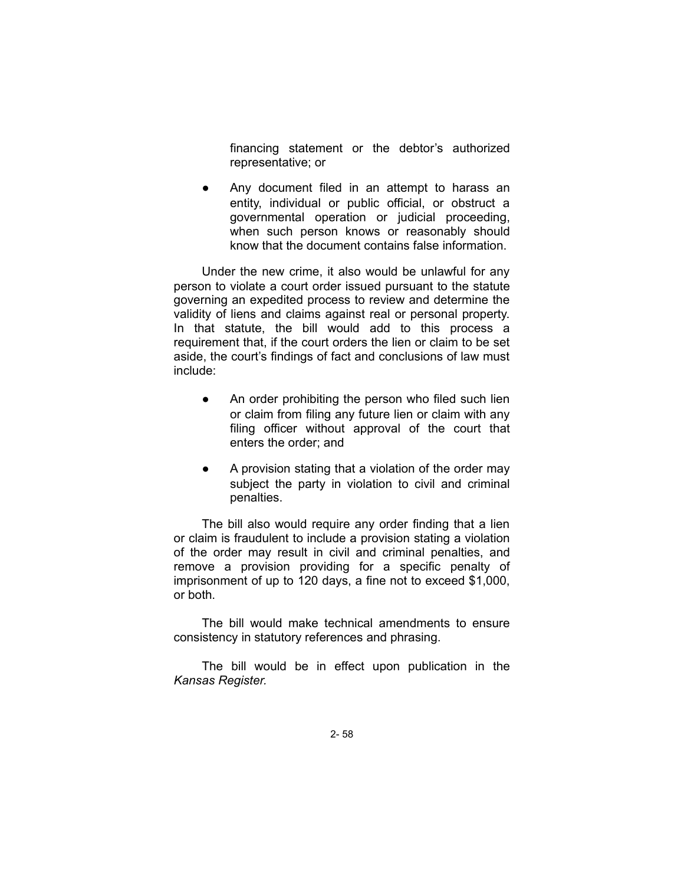financing statement or the debtor's authorized representative; or

- Any document filed in an attempt to harass an entity, individual or public official, or obstruct a governmental operation or judicial proceeding, when such person knows or reasonably should know that the document contains false information.

Under the new crime, it also would be unlawful for any person to violate a court order issued pursuant to the statute governing an expedited process to review and determine the validity of liens and claims against real or personal property. In that statute, the bill would add to this process a requirement that, if the court orders the lien or claim to be set aside, the court's findings of fact and conclusions of law must include:

- An order prohibiting the person who filed such lien or claim from filing any future lien or claim with any filing officer without approval of the court that enters the order; and
- A provision stating that a violation of the order may subject the party in violation to civil and criminal penalties.

The bill also would require any order finding that a lien or claim is fraudulent to include a provision stating a violation of the order may result in civil and criminal penalties, and remove a provision providing for a specific penalty of imprisonment of up to 120 days, a fine not to exceed $1,000, or both.

The bill would make technical amendments to ensure consistency in statutory references and phrasing.

The bill would be in effect upon publication in the *Kansas Register.*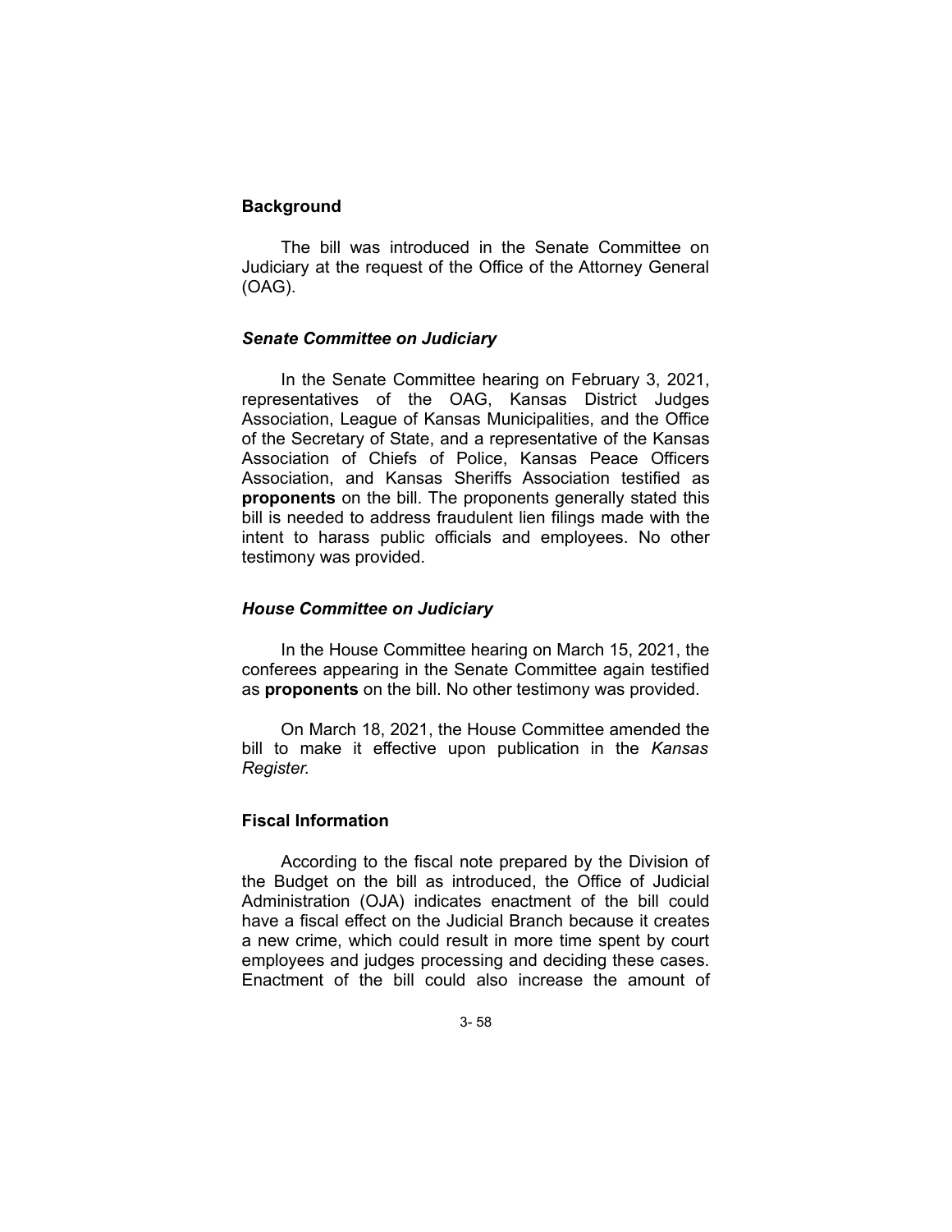## Background

The bill was introduced in the Senate Committee on Judiciary at the request of the Office of the Attorney General (OAG).

### *Senate Committee on Judiciary*

In the Senate Committee hearing on February 3, 2021, representatives of the OAG, Kansas District Judges Association, League of Kansas Municipalities, and the Office of the Secretary of State, and a representative of the Kansas Association of Chiefs of Police, Kansas Peace Officers Association, and Kansas Sheriffs Association testified as **proponents** on the bill. The proponents generally stated this bill is needed to address fraudulent lien filings made with the intent to harass public officials and employees. No other testimony was provided.

### *House Committee on Judiciary*

In the House Committee hearing on March 15, 2021, the conferees appearing in the Senate Committee again testified as **proponents** on the bill. No other testimony was provided.

On March 18, 2021, the House Committee amended the bill to make it effective upon publication in the *Kansas Register.*

## Fiscal Information

According to the fiscal note prepared by the Division of the Budget on the bill as introduced, the Office of Judicial Administration (OJA) indicates enactment of the bill could have a fiscal effect on the Judicial Branch because it creates a new crime, which could result in more time spent by court employees and judges processing and deciding these cases. Enactment of the bill could also increase the amount of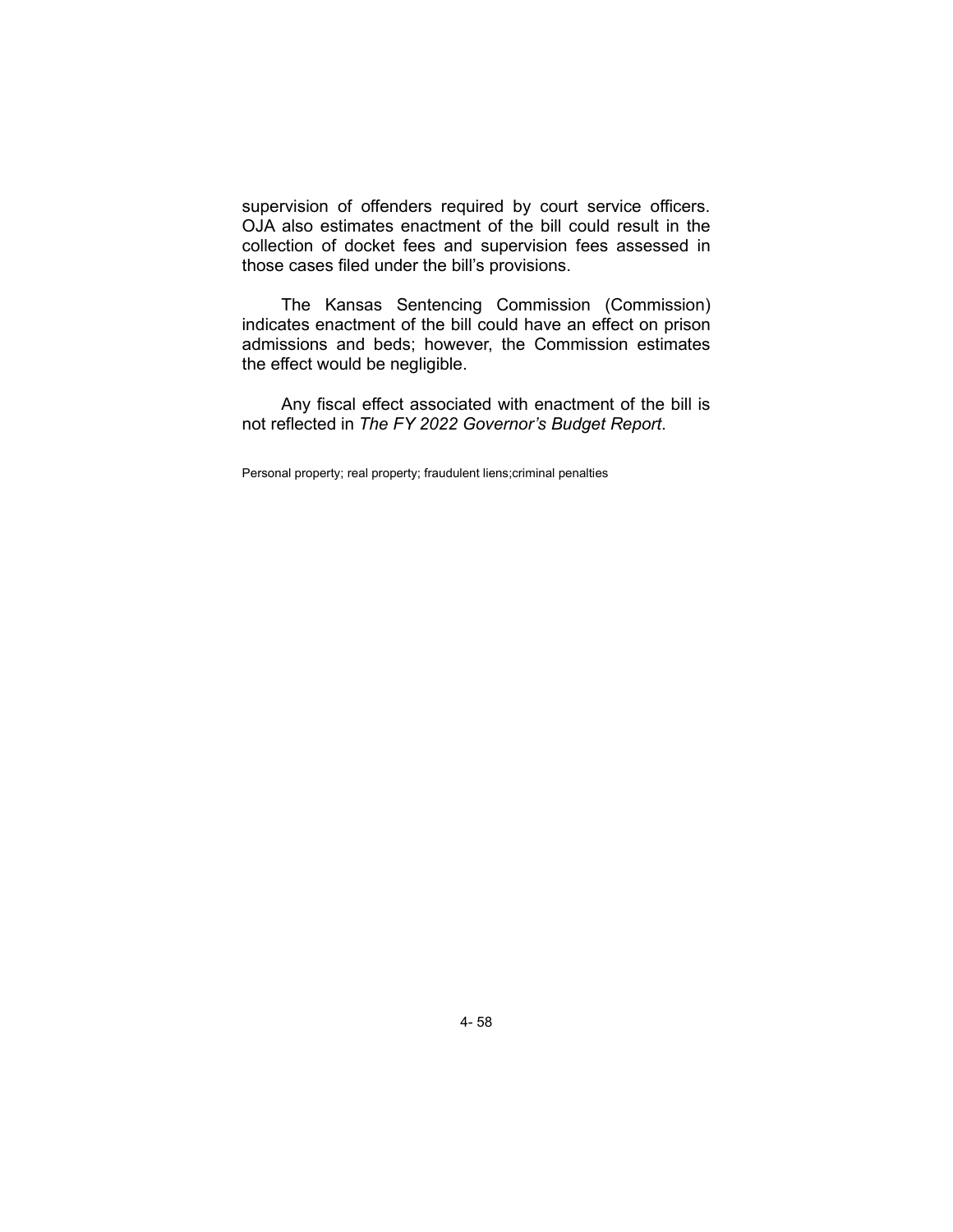supervision of offenders required by court service officers. OJA also estimates enactment of the bill could result in the collection of docket fees and supervision fees assessed in those cases filed under the bill's provisions.

The Kansas Sentencing Commission (Commission) indicates enactment of the bill could have an effect on prison admissions and beds; however, the Commission estimates the effect would be negligible.

Any fiscal effect associated with enactment of the bill is not reflected in *The FY 2022 Governor's Budget Report*.

Personal property; real property; fraudulent liens;criminal penalties